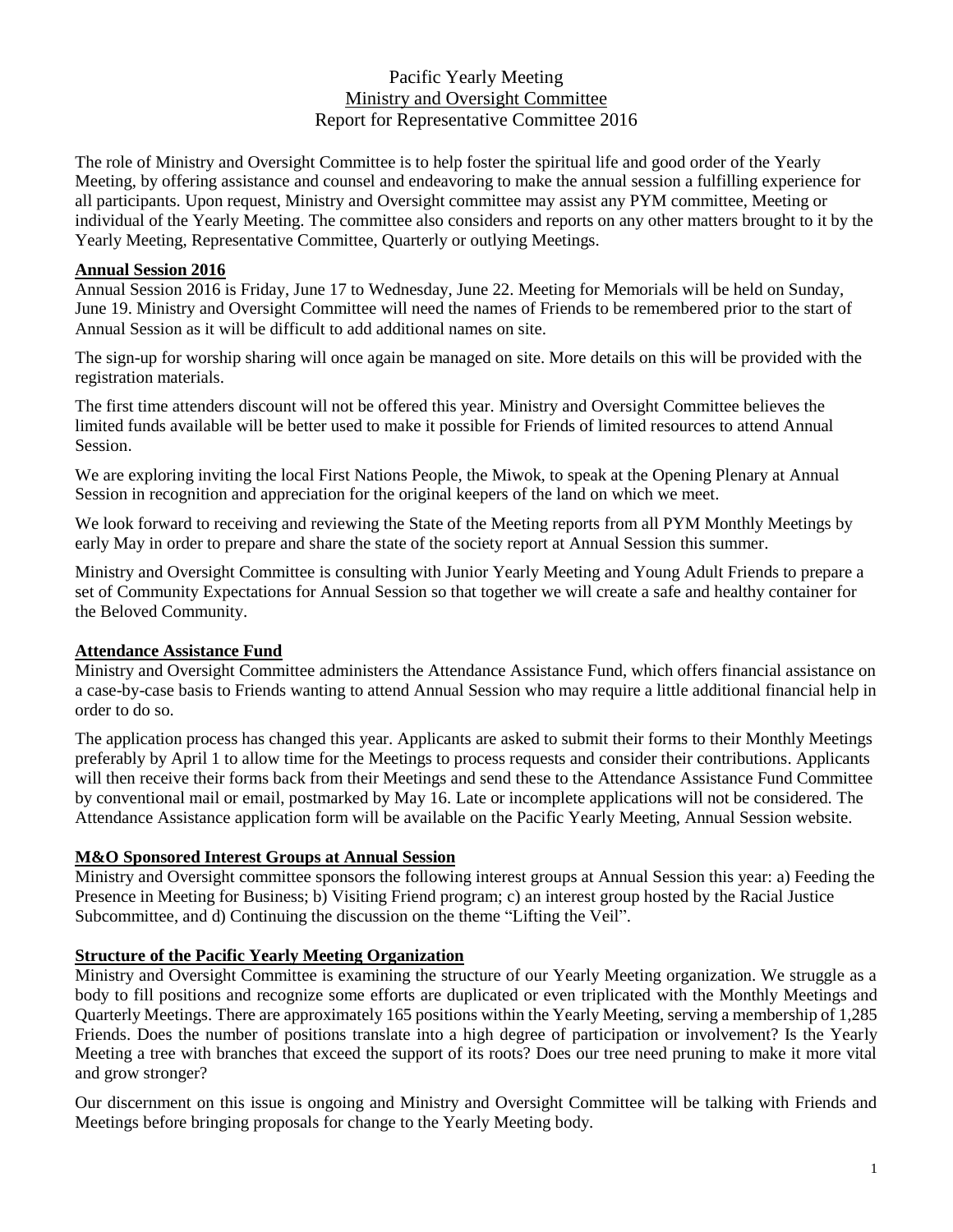# Pacific Yearly Meeting
## Ministry and Oversight Committee
### Report for Representative Committee 2016

The role of Ministry and Oversight Committee is to help foster the spiritual life and good order of the Yearly Meeting, by offering assistance and counsel and endeavoring to make the annual session a fulfilling experience for all participants. Upon request, Ministry and Oversight committee may assist any PYM committee, Meeting or individual of the Yearly Meeting. The committee also considers and reports on any other matters brought to it by the Yearly Meeting, Representative Committee, Quarterly or outlying Meetings.

**Annual Session 2016**

Annual Session 2016 is Friday, June 17 to Wednesday, June 22. Meeting for Memorials will be held on Sunday, June 19. Ministry and Oversight Committee will need the names of Friends to be remembered prior to the start of Annual Session as it will be difficult to add additional names on site.

The sign-up for worship sharing will once again be managed on site. More details on this will be provided with the registration materials.

The first time attenders discount will not be offered this year. Ministry and Oversight Committee believes the limited funds available will be better used to make it possible for Friends of limited resources to attend Annual Session.

We are exploring inviting the local First Nations People, the Miwok, to speak at the Opening Plenary at Annual Session in recognition and appreciation for the original keepers of the land on which we meet.

We look forward to receiving and reviewing the State of the Meeting reports from all PYM Monthly Meetings by early May in order to prepare and share the state of the society report at Annual Session this summer.

Ministry and Oversight Committee is consulting with Junior Yearly Meeting and Young Adult Friends to prepare a set of Community Expectations for Annual Session so that together we will create a safe and healthy container for the Beloved Community.

**Attendance Assistance Fund**

Ministry and Oversight Committee administers the Attendance Assistance Fund, which offers financial assistance on a case-by-case basis to Friends wanting to attend Annual Session who may require a little additional financial help in order to do so.

The application process has changed this year. Applicants are asked to submit their forms to their Monthly Meetings preferably by April 1 to allow time for the Meetings to process requests and consider their contributions. Applicants will then receive their forms back from their Meetings and send these to the Attendance Assistance Fund Committee by conventional mail or email, postmarked by May 16. Late or incomplete applications will not be considered. The Attendance Assistance application form will be available on the Pacific Yearly Meeting, Annual Session website.

**M&O Sponsored Interest Groups at Annual Session**

Ministry and Oversight committee sponsors the following interest groups at Annual Session this year: a) Feeding the Presence in Meeting for Business; b) Visiting Friend program; c) an interest group hosted by the Racial Justice Subcommittee, and d) Continuing the discussion on the theme "Lifting the Veil".

**Structure of the Pacific Yearly Meeting Organization**

Ministry and Oversight Committee is examining the structure of our Yearly Meeting organization. We struggle as a body to fill positions and recognize some efforts are duplicated or even triplicated with the Monthly Meetings and Quarterly Meetings. There are approximately 165 positions within the Yearly Meeting, serving a membership of 1,285 Friends. Does the number of positions translate into a high degree of participation or involvement? Is the Yearly Meeting a tree with branches that exceed the support of its roots? Does our tree need pruning to make it more vital and grow stronger?

Our discernment on this issue is ongoing and Ministry and Oversight Committee will be talking with Friends and Meetings before bringing proposals for change to the Yearly Meeting body.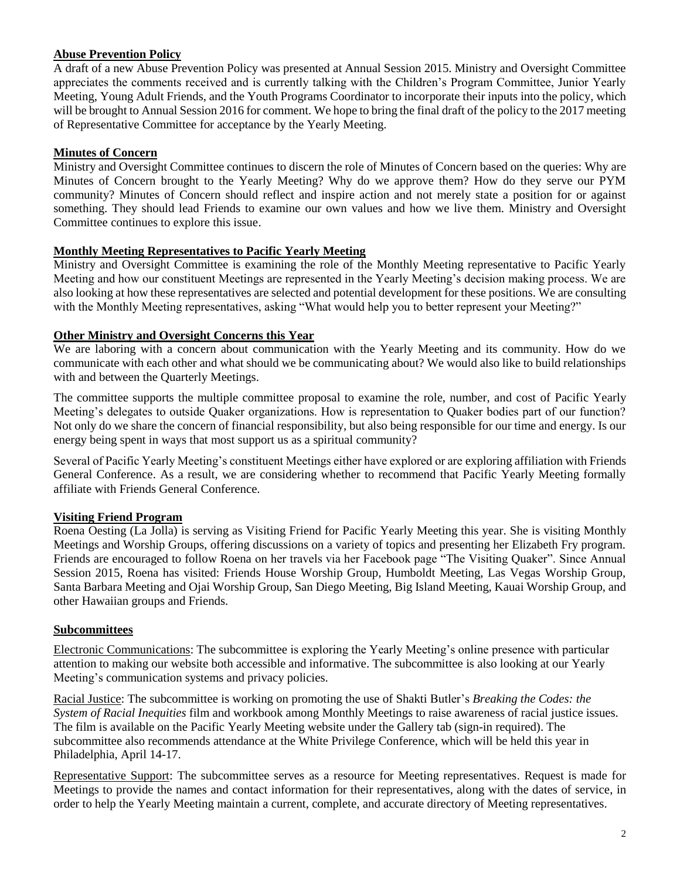**Abuse Prevention Policy**

A draft of a new Abuse Prevention Policy was presented at Annual Session 2015. Ministry and Oversight Committee appreciates the comments received and is currently talking with the Children's Program Committee, Junior Yearly Meeting, Young Adult Friends, and the Youth Programs Coordinator to incorporate their inputs into the policy, which will be brought to Annual Session 2016 for comment. We hope to bring the final draft of the policy to the 2017 meeting of Representative Committee for acceptance by the Yearly Meeting.

**Minutes of Concern**

Ministry and Oversight Committee continues to discern the role of Minutes of Concern based on the queries: Why are Minutes of Concern brought to the Yearly Meeting? Why do we approve them? How do they serve our PYM community? Minutes of Concern should reflect and inspire action and not merely state a position for or against something. They should lead Friends to examine our own values and how we live them. Ministry and Oversight Committee continues to explore this issue.

**Monthly Meeting Representatives to Pacific Yearly Meeting**

Ministry and Oversight Committee is examining the role of the Monthly Meeting representative to Pacific Yearly Meeting and how our constituent Meetings are represented in the Yearly Meeting's decision making process. We are also looking at how these representatives are selected and potential development for these positions. We are consulting with the Monthly Meeting representatives, asking "What would help you to better represent your Meeting?"

**Other Ministry and Oversight Concerns this Year**

We are laboring with a concern about communication with the Yearly Meeting and its community. How do we communicate with each other and what should we be communicating about? We would also like to build relationships with and between the Quarterly Meetings.

The committee supports the multiple committee proposal to examine the role, number, and cost of Pacific Yearly Meeting's delegates to outside Quaker organizations. How is representation to Quaker bodies part of our function? Not only do we share the concern of financial responsibility, but also being responsible for our time and energy. Is our energy being spent in ways that most support us as a spiritual community?

Several of Pacific Yearly Meeting's constituent Meetings either have explored or are exploring affiliation with Friends General Conference. As a result, we are considering whether to recommend that Pacific Yearly Meeting formally affiliate with Friends General Conference.

**Visiting Friend Program**

Roena Oesting (La Jolla) is serving as Visiting Friend for Pacific Yearly Meeting this year. She is visiting Monthly Meetings and Worship Groups, offering discussions on a variety of topics and presenting her Elizabeth Fry program. Friends are encouraged to follow Roena on her travels via her Facebook page "The Visiting Quaker". Since Annual Session 2015, Roena has visited: Friends House Worship Group, Humboldt Meeting, Las Vegas Worship Group, Santa Barbara Meeting and Ojai Worship Group, San Diego Meeting, Big Island Meeting, Kauai Worship Group, and other Hawaiian groups and Friends.

**Subcommittees**

Electronic Communications: The subcommittee is exploring the Yearly Meeting's online presence with particular attention to making our website both accessible and informative. The subcommittee is also looking at our Yearly Meeting's communication systems and privacy policies.

Racial Justice: The subcommittee is working on promoting the use of Shakti Butler's *Breaking the Codes: the System of Racial Inequities* film and workbook among Monthly Meetings to raise awareness of racial justice issues. The film is available on the Pacific Yearly Meeting website under the Gallery tab (sign-in required). The subcommittee also recommends attendance at the White Privilege Conference, which will be held this year in Philadelphia, April 14-17.

Representative Support: The subcommittee serves as a resource for Meeting representatives. Request is made for Meetings to provide the names and contact information for their representatives, along with the dates of service, in order to help the Yearly Meeting maintain a current, complete, and accurate directory of Meeting representatives.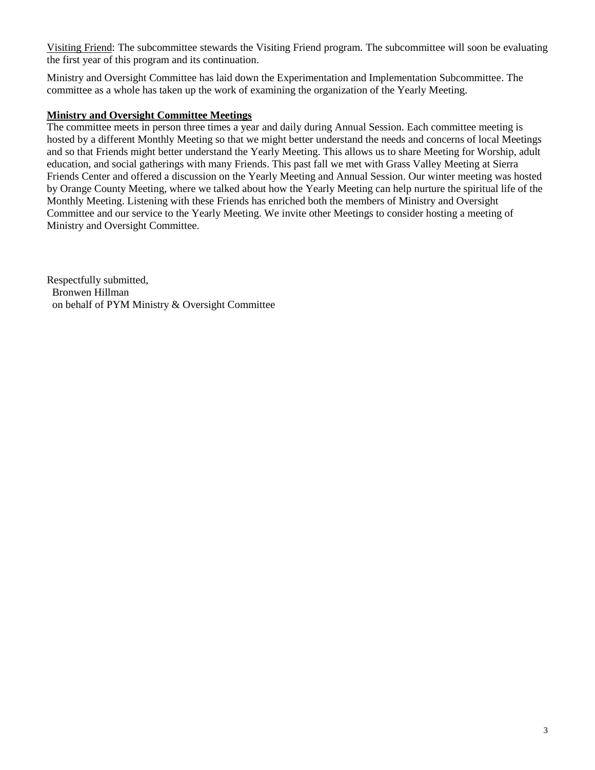Visiting Friend: The subcommittee stewards the Visiting Friend program. The subcommittee will soon be evaluating the first year of this program and its continuation.

Ministry and Oversight Committee has laid down the Experimentation and Implementation Subcommittee. The committee as a whole has taken up the work of examining the organization of the Yearly Meeting.

**Ministry and Oversight Committee Meetings**

The committee meets in person three times a year and daily during Annual Session. Each committee meeting is hosted by a different Monthly Meeting so that we might better understand the needs and concerns of local Meetings and so that Friends might better understand the Yearly Meeting. This allows us to share Meeting for Worship, adult education, and social gatherings with many Friends. This past fall we met with Grass Valley Meeting at Sierra Friends Center and offered a discussion on the Yearly Meeting and Annual Session. Our winter meeting was hosted by Orange County Meeting, where we talked about how the Yearly Meeting can help nurture the spiritual life of the Monthly Meeting. Listening with these Friends has enriched both the members of Ministry and Oversight Committee and our service to the Yearly Meeting. We invite other Meetings to consider hosting a meeting of Ministry and Oversight Committee.

Respectfully submitted,
Bronwen Hillman
on behalf of PYM Ministry & Oversight Committee